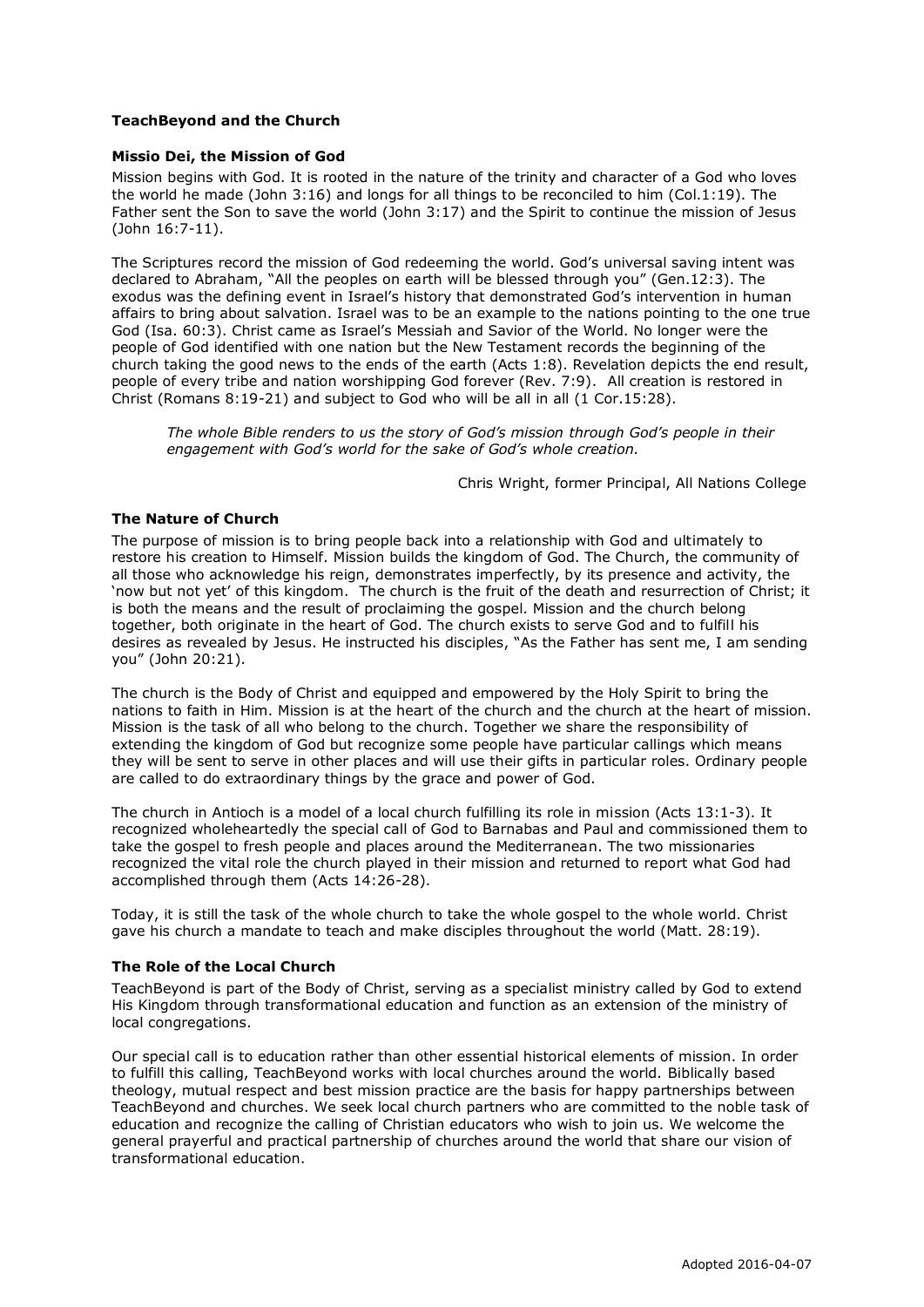## TeachBeyond and the Church

### Missio Dei, the Mission of God

Mission begins with God. It is rooted in the nature of the trinity and character of a God who loves the world he made (John 3:16) and longs for all things to be reconciled to him (Col.1:19). The Father sent the Son to save the world (John 3:17) and the Spirit to continue the mission of Jesus (John 16:7-11).

The Scriptures record the mission of God redeeming the world. God's universal saving intent was declared to Abraham, "All the peoples on earth will be blessed through you" (Gen.12:3). The exodus was the defining event in Israel's history that demonstrated God's intervention in human affairs to bring about salvation. Israel was to be an example to the nations pointing to the one true God (Isa. 60:3). Christ came as Israel's Messiah and Savior of the World. No longer were the people of God identified with one nation but the New Testament records the beginning of the church taking the good news to the ends of the earth (Acts 1:8). Revelation depicts the end result, people of every tribe and nation worshipping God forever (Rev. 7:9). All creation is restored in Christ (Romans 8:19-21) and subject to God who will be all in all (1 Cor.15:28).

> *The whole Bible renders to us the story of God's mission through God's people in their engagement with God's world for the sake of God's whole creation.*
>
> Chris Wright, former Principal, All Nations College

### The Nature of Church

The purpose of mission is to bring people back into a relationship with God and ultimately to restore his creation to Himself. Mission builds the kingdom of God. The Church, the community of all those who acknowledge his reign, demonstrates imperfectly, by its presence and activity, the 'now but not yet' of this kingdom. The church is the fruit of the death and resurrection of Christ; it is both the means and the result of proclaiming the gospel. Mission and the church belong together, both originate in the heart of God. The church exists to serve God and to fulfill his desires as revealed by Jesus. He instructed his disciples, "As the Father has sent me, I am sending you" (John 20:21).

The church is the Body of Christ and equipped and empowered by the Holy Spirit to bring the nations to faith in Him. Mission is at the heart of the church and the church at the heart of mission. Mission is the task of all who belong to the church. Together we share the responsibility of extending the kingdom of God but recognize some people have particular callings which means they will be sent to serve in other places and will use their gifts in particular roles. Ordinary people are called to do extraordinary things by the grace and power of God.

The church in Antioch is a model of a local church fulfilling its role in mission (Acts 13:1-3). It recognized wholeheartedly the special call of God to Barnabas and Paul and commissioned them to take the gospel to fresh people and places around the Mediterranean. The two missionaries recognized the vital role the church played in their mission and returned to report what God had accomplished through them (Acts 14:26-28).

Today, it is still the task of the whole church to take the whole gospel to the whole world. Christ gave his church a mandate to teach and make disciples throughout the world (Matt. 28:19).

### The Role of the Local Church

TeachBeyond is part of the Body of Christ, serving as a specialist ministry called by God to extend His Kingdom through transformational education and function as an extension of the ministry of local congregations.

Our special call is to education rather than other essential historical elements of mission. In order to fulfill this calling, TeachBeyond works with local churches around the world. Biblically based theology, mutual respect and best mission practice are the basis for happy partnerships between TeachBeyond and churches. We seek local church partners who are committed to the noble task of education and recognize the calling of Christian educators who wish to join us. We welcome the general prayerful and practical partnership of churches around the world that share our vision of transformational education.

Adopted 2016-04-07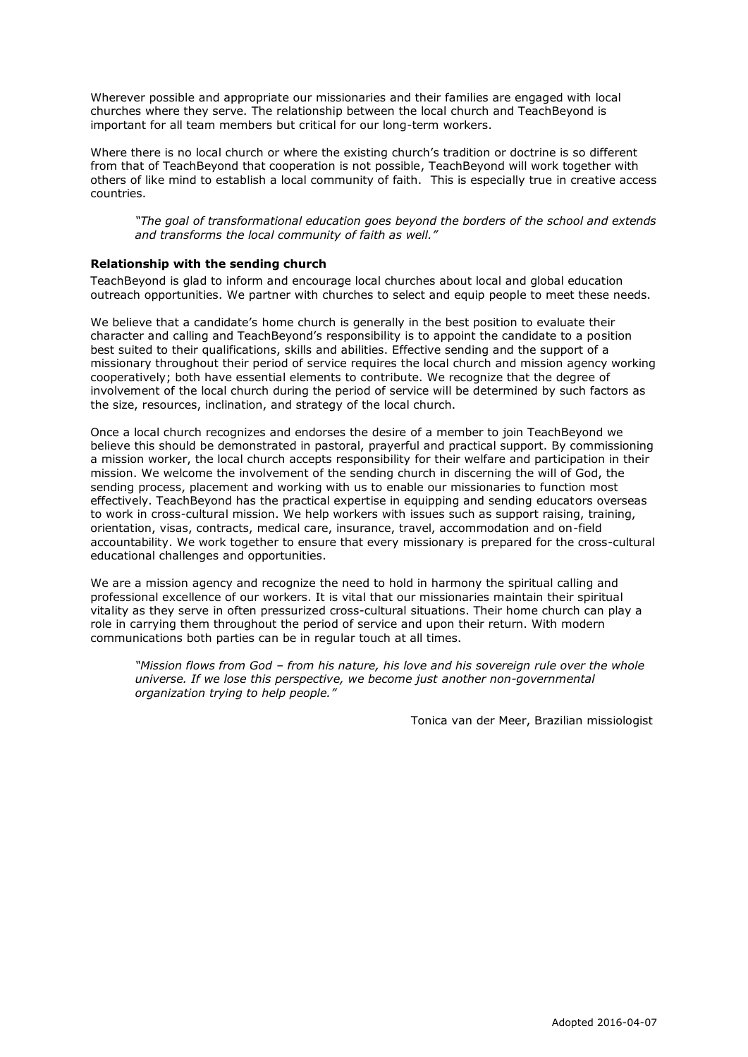Wherever possible and appropriate our missionaries and their families are engaged with local churches where they serve. The relationship between the local church and TeachBeyond is important for all team members but critical for our long-term workers.

Where there is no local church or where the existing church's tradition or doctrine is so different from that of TeachBeyond that cooperation is not possible, TeachBeyond will work together with others of like mind to establish a local community of faith. This is especially true in creative access countries.

> *"The goal of transformational education goes beyond the borders of the school and extends and transforms the local community of faith as well."*

**Relationship with the sending church**

TeachBeyond is glad to inform and encourage local churches about local and global education outreach opportunities. We partner with churches to select and equip people to meet these needs.

We believe that a candidate's home church is generally in the best position to evaluate their character and calling and TeachBeyond's responsibility is to appoint the candidate to a position best suited to their qualifications, skills and abilities. Effective sending and the support of a missionary throughout their period of service requires the local church and mission agency working cooperatively; both have essential elements to contribute. We recognize that the degree of involvement of the local church during the period of service will be determined by such factors as the size, resources, inclination, and strategy of the local church.

Once a local church recognizes and endorses the desire of a member to join TeachBeyond we believe this should be demonstrated in pastoral, prayerful and practical support. By commissioning a mission worker, the local church accepts responsibility for their welfare and participation in their mission. We welcome the involvement of the sending church in discerning the will of God, the sending process, placement and working with us to enable our missionaries to function most effectively. TeachBeyond has the practical expertise in equipping and sending educators overseas to work in cross-cultural mission. We help workers with issues such as support raising, training, orientation, visas, contracts, medical care, insurance, travel, accommodation and on-field accountability. We work together to ensure that every missionary is prepared for the cross-cultural educational challenges and opportunities.

We are a mission agency and recognize the need to hold in harmony the spiritual calling and professional excellence of our workers. It is vital that our missionaries maintain their spiritual vitality as they serve in often pressurized cross-cultural situations. Their home church can play a role in carrying them throughout the period of service and upon their return. With modern communications both parties can be in regular touch at all times.

> *"Mission flows from God – from his nature, his love and his sovereign rule over the whole universe. If we lose this perspective, we become just another non-governmental organization trying to help people."*

Tonica van der Meer, Brazilian missiologist

Adopted 2016-04-07